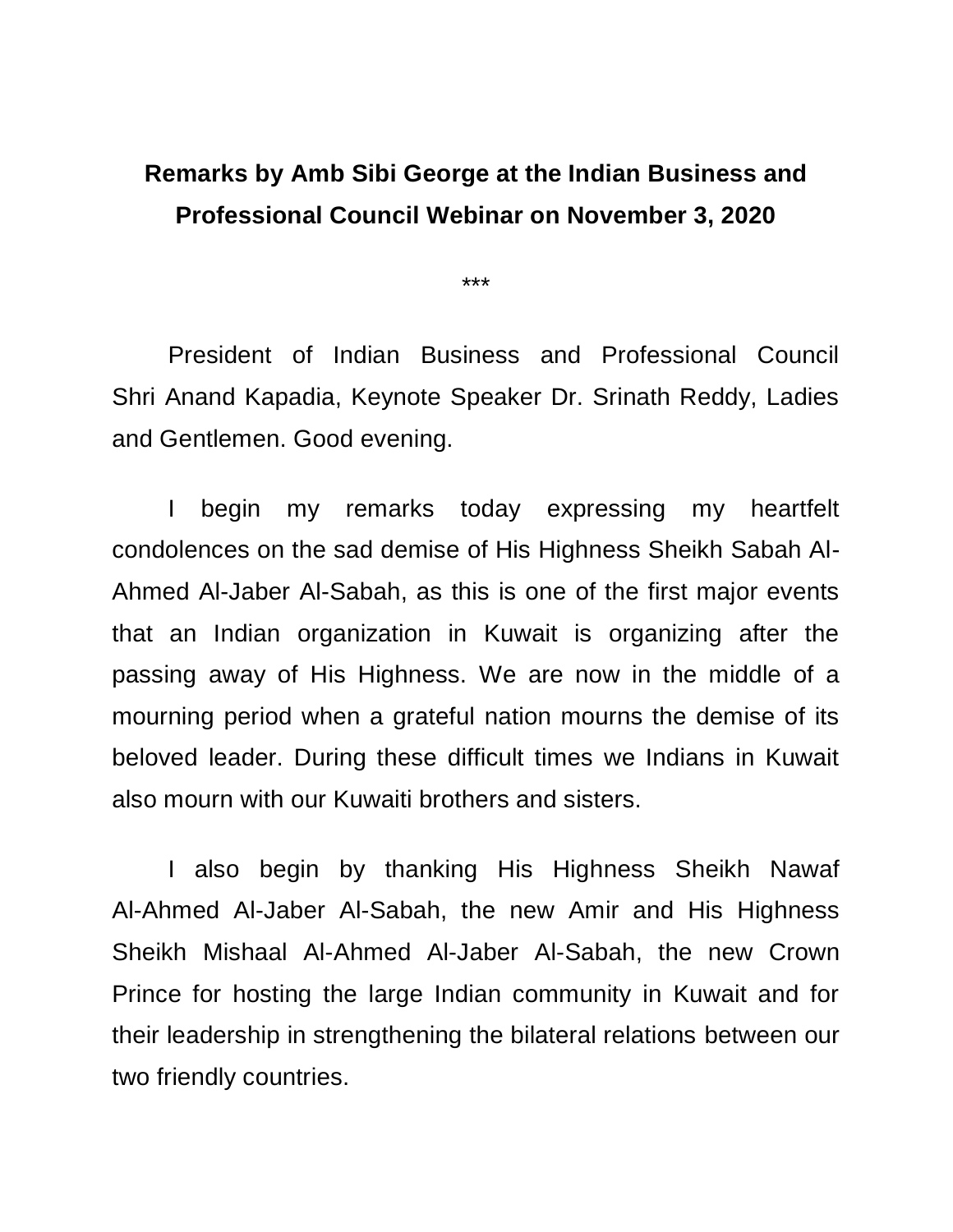# Remarks by Amb Sibi George at the Indian Business and Professional Council Webinar on November 3, 2020

***

President of Indian Business and Professional Council Shri Anand Kapadia, Keynote Speaker Dr. Srinath Reddy, Ladies and Gentlemen. Good evening.

I begin my remarks today expressing my heartfelt condolences on the sad demise of His Highness Sheikh Sabah Al-Ahmed Al-Jaber Al-Sabah, as this is one of the first major events that an Indian organization in Kuwait is organizing after the passing away of His Highness. We are now in the middle of a mourning period when a grateful nation mourns the demise of its beloved leader. During these difficult times we Indians in Kuwait also mourn with our Kuwaiti brothers and sisters.

I also begin by thanking His Highness Sheikh Nawaf Al-Ahmed Al-Jaber Al-Sabah, the new Amir and His Highness Sheikh Mishaal Al-Ahmed Al-Jaber Al-Sabah, the new Crown Prince for hosting the large Indian community in Kuwait and for their leadership in strengthening the bilateral relations between our two friendly countries.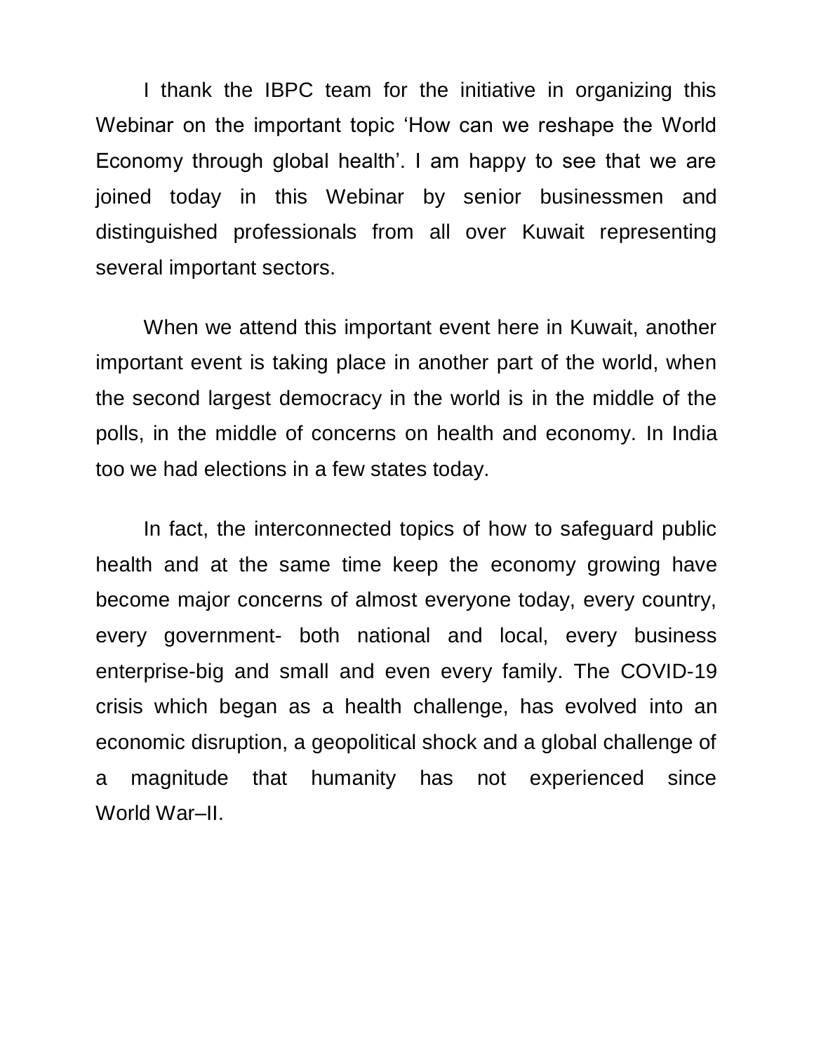I thank the IBPC team for the initiative in organizing this Webinar on the important topic 'How can we reshape the World Economy through global health'. I am happy to see that we are joined today in this Webinar by senior businessmen and distinguished professionals from all over Kuwait representing several important sectors.

When we attend this important event here in Kuwait, another important event is taking place in another part of the world, when the second largest democracy in the world is in the middle of the polls, in the middle of concerns on health and economy. In India too we had elections in a few states today.

In fact, the interconnected topics of how to safeguard public health and at the same time keep the economy growing have become major concerns of almost everyone today, every country, every government- both national and local, every business enterprise-big and small and even every family. The COVID-19 crisis which began as a health challenge, has evolved into an economic disruption, a geopolitical shock and a global challenge of a magnitude that humanity has not experienced since World War–II.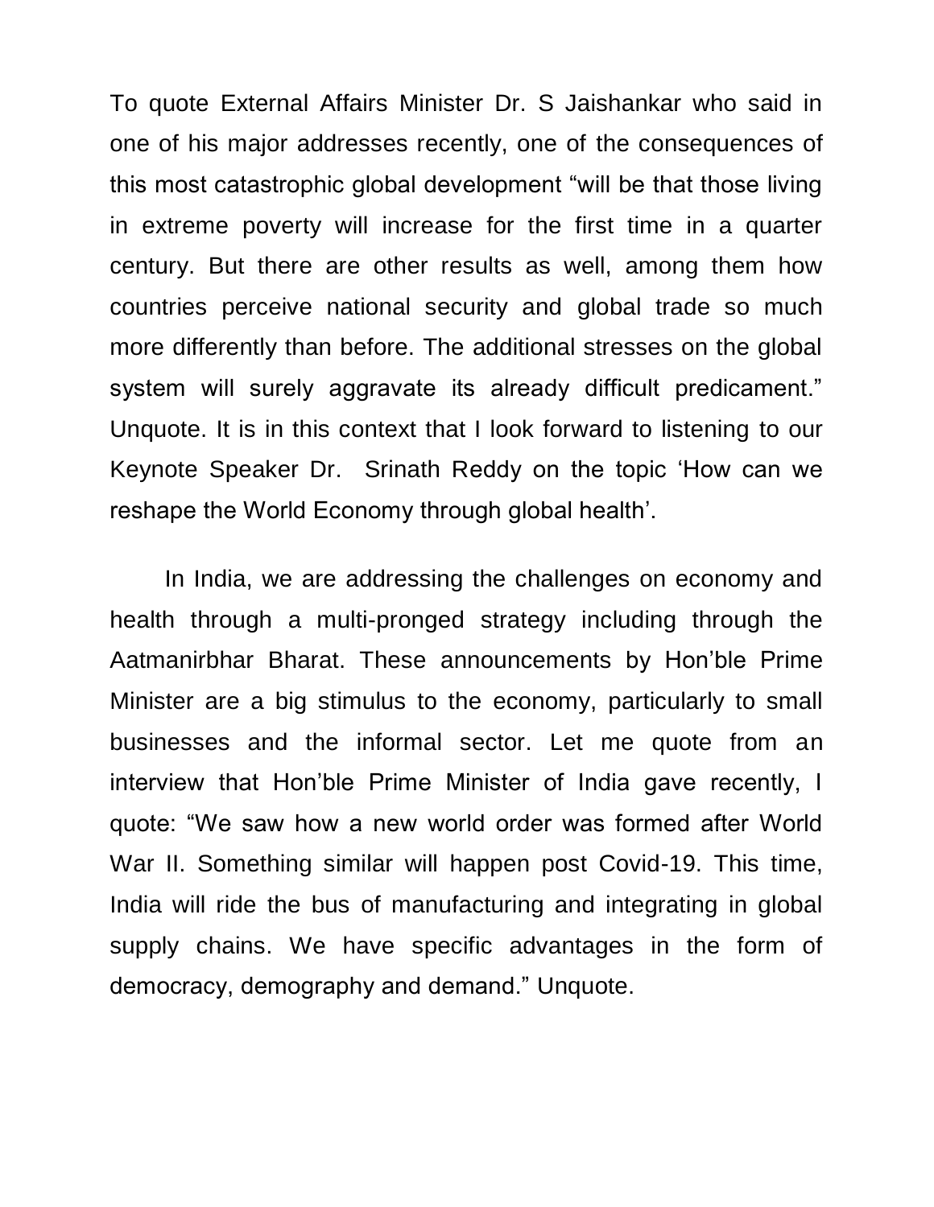To quote External Affairs Minister Dr. S Jaishankar who said in one of his major addresses recently, one of the consequences of this most catastrophic global development "will be that those living in extreme poverty will increase for the first time in a quarter century. But there are other results as well, among them how countries perceive national security and global trade so much more differently than before. The additional stresses on the global system will surely aggravate its already difficult predicament." Unquote. It is in this context that I look forward to listening to our Keynote Speaker Dr. Srinath Reddy on the topic 'How can we reshape the World Economy through global health'.

In India, we are addressing the challenges on economy and health through a multi-pronged strategy including through the Aatmanirbhar Bharat. These announcements by Hon'ble Prime Minister are a big stimulus to the economy, particularly to small businesses and the informal sector. Let me quote from an interview that Hon'ble Prime Minister of India gave recently, I quote: "We saw how a new world order was formed after World War II. Something similar will happen post Covid-19. This time, India will ride the bus of manufacturing and integrating in global supply chains. We have specific advantages in the form of democracy, demography and demand." Unquote.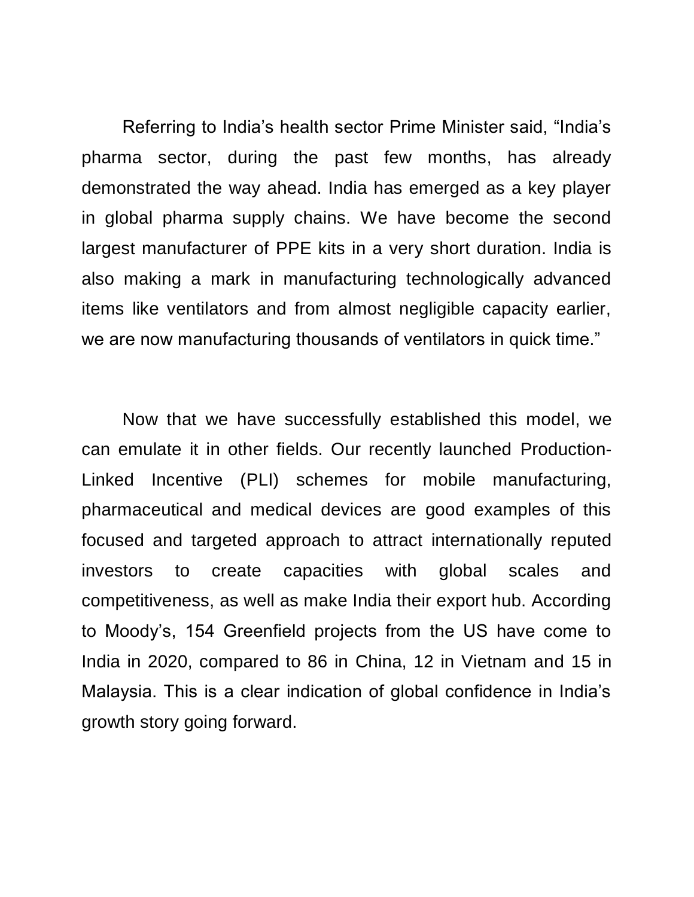Referring to India's health sector Prime Minister said, "India's pharma sector, during the past few months, has already demonstrated the way ahead. India has emerged as a key player in global pharma supply chains. We have become the second largest manufacturer of PPE kits in a very short duration. India is also making a mark in manufacturing technologically advanced items like ventilators and from almost negligible capacity earlier, we are now manufacturing thousands of ventilators in quick time."

Now that we have successfully established this model, we can emulate it in other fields. Our recently launched Production-Linked Incentive (PLI) schemes for mobile manufacturing, pharmaceutical and medical devices are good examples of this focused and targeted approach to attract internationally reputed investors to create capacities with global scales and competitiveness, as well as make India their export hub. According to Moody's, 154 Greenfield projects from the US have come to India in 2020, compared to 86 in China, 12 in Vietnam and 15 in Malaysia. This is a clear indication of global confidence in India's growth story going forward.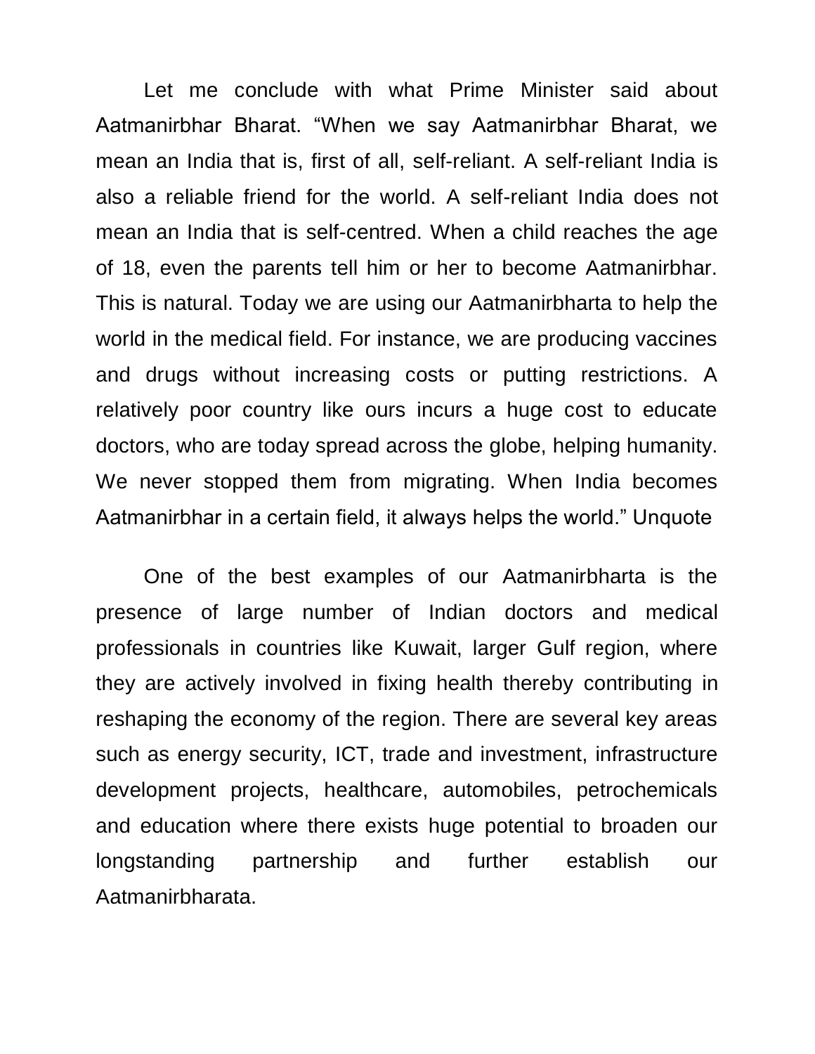Let me conclude with what Prime Minister said about Aatmanirbhar Bharat. “When we say Aatmanirbhar Bharat, we mean an India that is, first of all, self-reliant. A self-reliant India is also a reliable friend for the world. A self-reliant India does not mean an India that is self-centred. When a child reaches the age of 18, even the parents tell him or her to become Aatmanirbhar. This is natural. Today we are using our Aatmanirbharta to help the world in the medical field. For instance, we are producing vaccines and drugs without increasing costs or putting restrictions. A relatively poor country like ours incurs a huge cost to educate doctors, who are today spread across the globe, helping humanity. We never stopped them from migrating. When India becomes Aatmanirbhar in a certain field, it always helps the world.” Unquote

One of the best examples of our Aatmanirbharta is the presence of large number of Indian doctors and medical professionals in countries like Kuwait, larger Gulf region, where they are actively involved in fixing health thereby contributing in reshaping the economy of the region. There are several key areas such as energy security, ICT, trade and investment, infrastructure development projects, healthcare, automobiles, petrochemicals and education where there exists huge potential to broaden our longstanding partnership and further establish our Aatmanirbharata.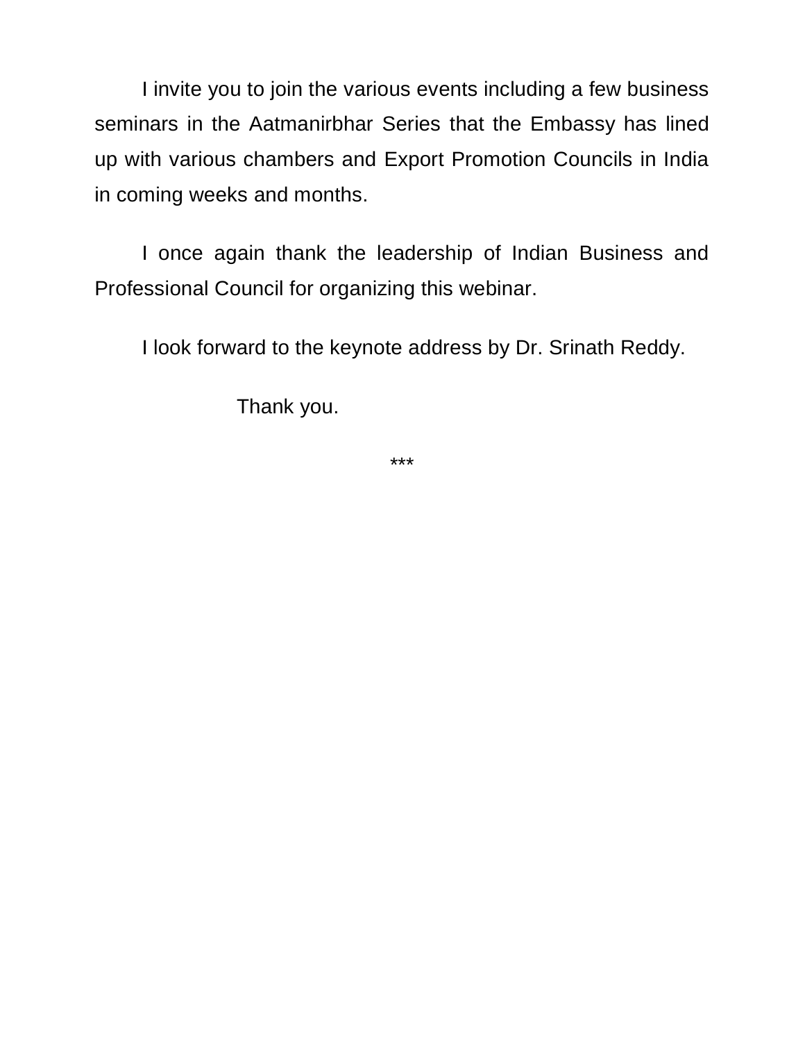I invite you to join the various events including a few business seminars in the Aatmanirbhar Series that the Embassy has lined up with various chambers and Export Promotion Councils in India in coming weeks and months.

I once again thank the leadership of Indian Business and Professional Council for organizing this webinar.

I look forward to the keynote address by Dr. Srinath Reddy.

Thank you.

***